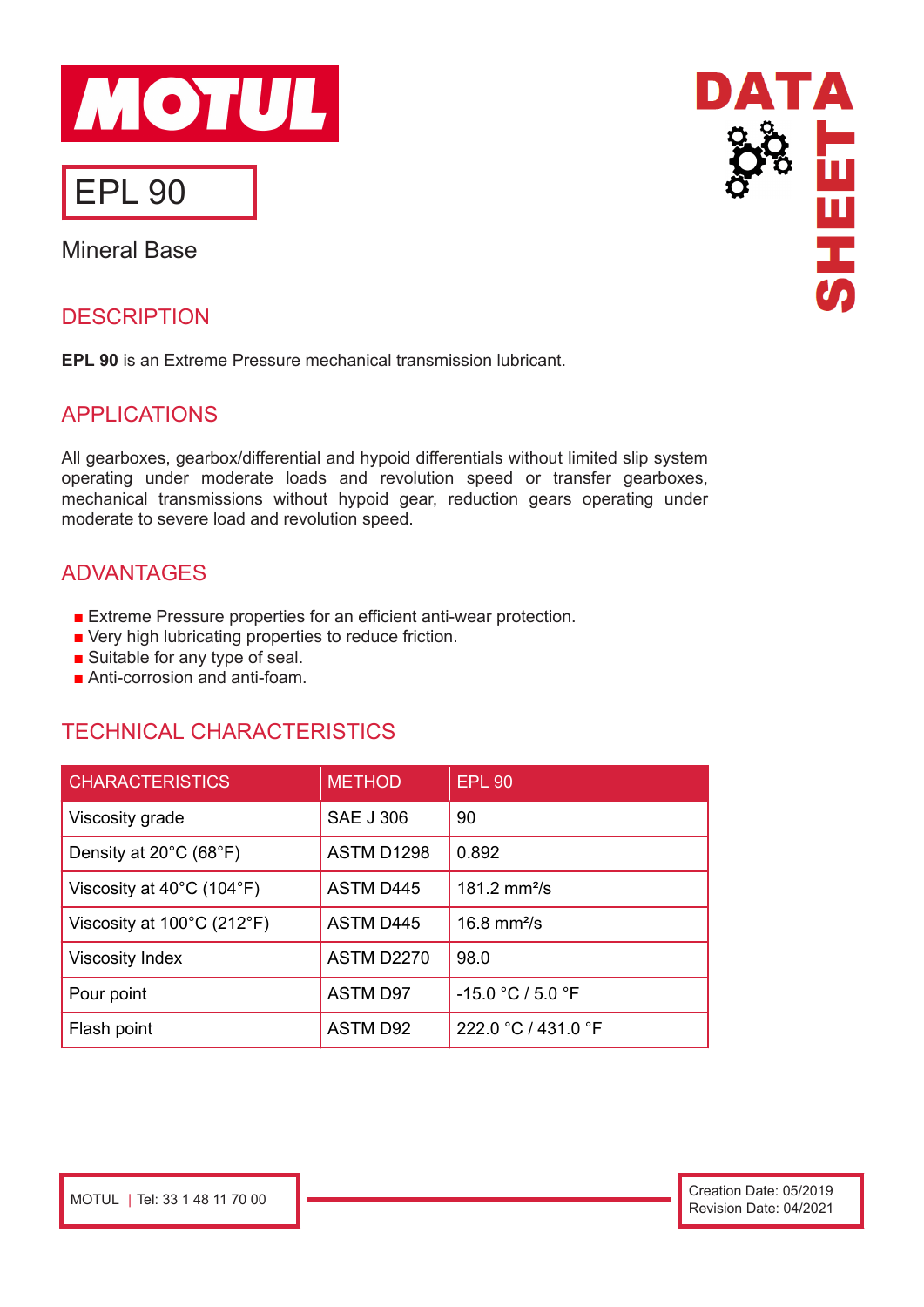# MOTUL

## EPL 90

Mineral Base

DATA SHEET

## DESCRIPTION

**EPL 90** is an Extreme Pressure mechanical transmission lubricant.

## APPLICATIONS

All gearboxes, gearbox/differential and hypoid differentials without limited slip system operating under moderate loads and revolution speed or transfer gearboxes, mechanical transmissions without hypoid gear, reduction gears operating under moderate to severe load and revolution speed.

## ADVANTAGES

- Extreme Pressure properties for an efficient anti-wear protection.
- Very high lubricating properties to reduce friction.
- Suitable for any type of seal.
- Anti-corrosion and anti-foam.

## TECHNICAL CHARACTERISTICS

| CHARACTERISTICS | METHOD | EPL 90 |
|---|---|---|
| Viscosity grade | SAE J 306 | 90 |
| Density at 20°C (68°F) | ASTM D1298 | 0.892 |
| Viscosity at 40°C (104°F) | ASTM D445 | 181.2 $mm^2/s$ |
| Viscosity at 100°C (212°F) | ASTM D445 | 16.8 $mm^2/s$ |
| Viscosity Index | ASTM D2270 | 98.0 |
| Pour point | ASTM D97 | -15.0 °C / 5.0 °F |
| Flash point | ASTM D92 | 222.0 °C / 431.0 °F |

MOTUL | Tel: 33 1 48 11 70 00

Creation Date: 05/2019
Revision Date: 04/2021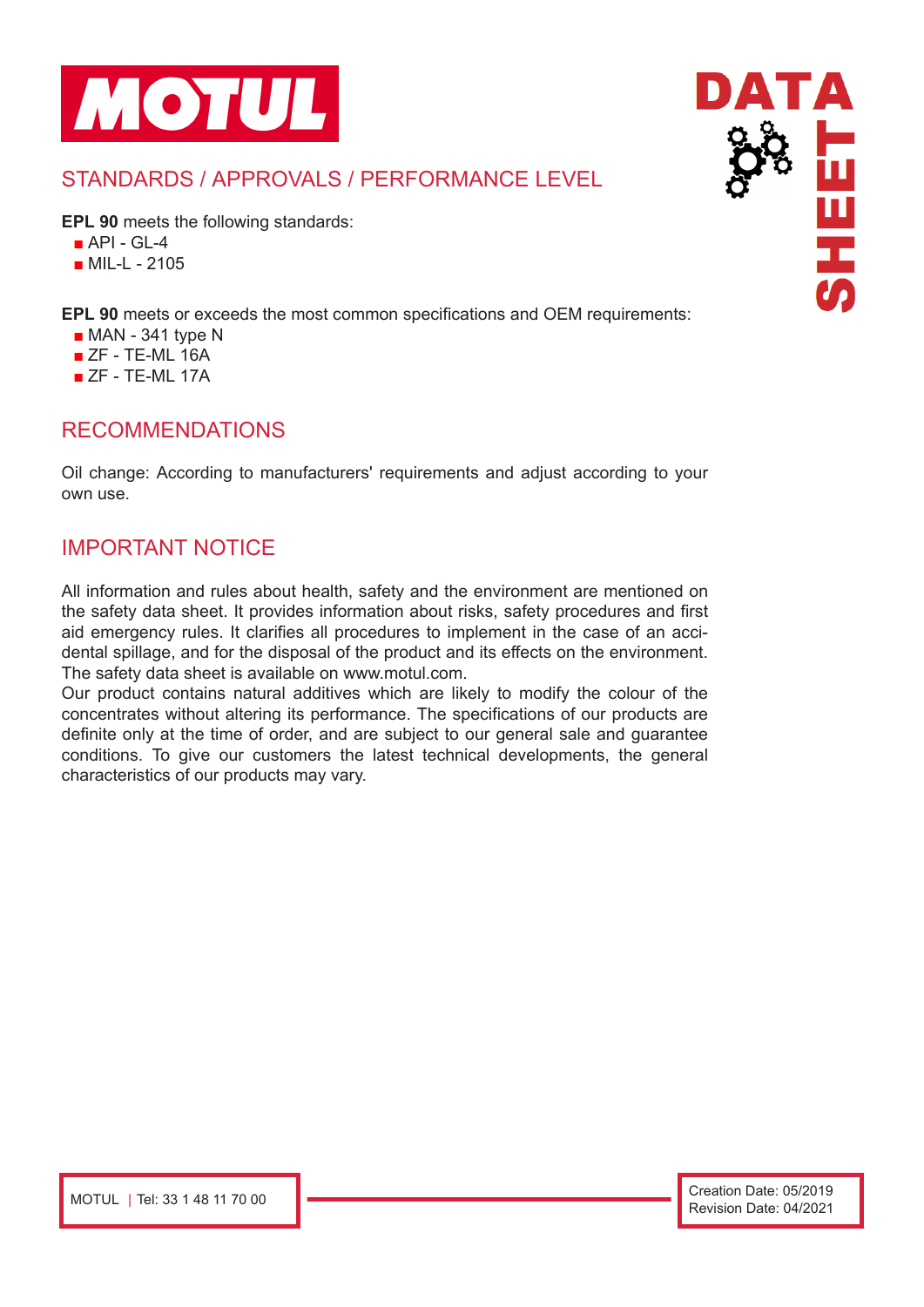## STANDARDS / APPROVALS / PERFORMANCE LEVEL

**EPL 90** meets the following standards:

- API - GL-4
- MIL-L - 2105

**EPL 90** meets or exceeds the most common specifications and OEM requirements:

- MAN - 341 type N
- ZF - TE-ML 16A
- ZF - TE-ML 17A

## RECOMMENDATIONS

Oil change: According to manufacturers' requirements and adjust according to your own use.

## IMPORTANT NOTICE

All information and rules about health, safety and the environment are mentioned on the safety data sheet. It provides information about risks, safety procedures and first aid emergency rules. It clarifies all procedures to implement in the case of an accidental spillage, and for the disposal of the product and its effects on the environment. The safety data sheet is available on www.motul.com.

Our product contains natural additives which are likely to modify the colour of the concentrates without altering its performance. The specifications of our products are definite only at the time of order, and are subject to our general sale and guarantee conditions. To give our customers the latest technical developments, the general characteristics of our products may vary.

MOTUL | Tel: 33 1 48 11 70 00

Creation Date: 05/2019
Revision Date: 04/2021